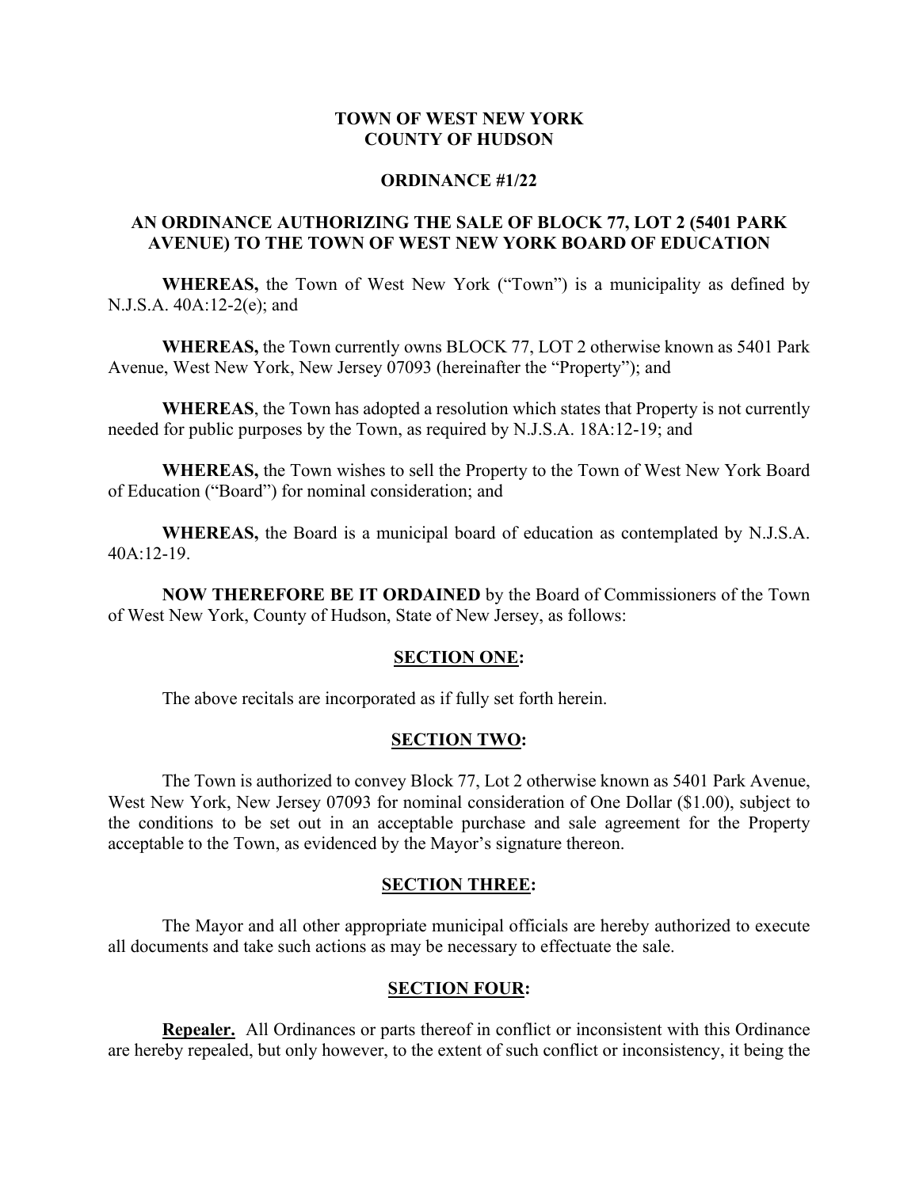**TOWN OF WEST NEW YORK**
**COUNTY OF HUDSON**

**ORDINANCE #1/22**

**AN ORDINANCE AUTHORIZING THE SALE OF BLOCK 77, LOT 2 (5401 PARK AVENUE) TO THE TOWN OF WEST NEW YORK BOARD OF EDUCATION**

**WHEREAS,** the Town of West New York ("Town") is a municipality as defined by N.J.S.A. 40A:12-2(e); and

**WHEREAS,** the Town currently owns BLOCK 77, LOT 2 otherwise known as 5401 Park Avenue, West New York, New Jersey 07093 (hereinafter the "Property"); and

**WHEREAS**, the Town has adopted a resolution which states that Property is not currently needed for public purposes by the Town, as required by N.J.S.A. 18A:12-19; and

**WHEREAS,** the Town wishes to sell the Property to the Town of West New York Board of Education ("Board") for nominal consideration; and

**WHEREAS,** the Board is a municipal board of education as contemplated by N.J.S.A. 40A:12-19.

**NOW THEREFORE BE IT ORDAINED** by the Board of Commissioners of the Town of West New York, County of Hudson, State of New Jersey, as follows:

**SECTION ONE:**

The above recitals are incorporated as if fully set forth herein.

**SECTION TWO:**

The Town is authorized to convey Block 77, Lot 2 otherwise known as 5401 Park Avenue, West New York, New Jersey 07093 for nominal consideration of One Dollar ($1.00), subject to the conditions to be set out in an acceptable purchase and sale agreement for the Property acceptable to the Town, as evidenced by the Mayor's signature thereon.

**SECTION THREE:**

The Mayor and all other appropriate municipal officials are hereby authorized to execute all documents and take such actions as may be necessary to effectuate the sale.

**SECTION FOUR:**

**Repealer.** All Ordinances or parts thereof in conflict or inconsistent with this Ordinance are hereby repealed, but only however, to the extent of such conflict or inconsistency, it being the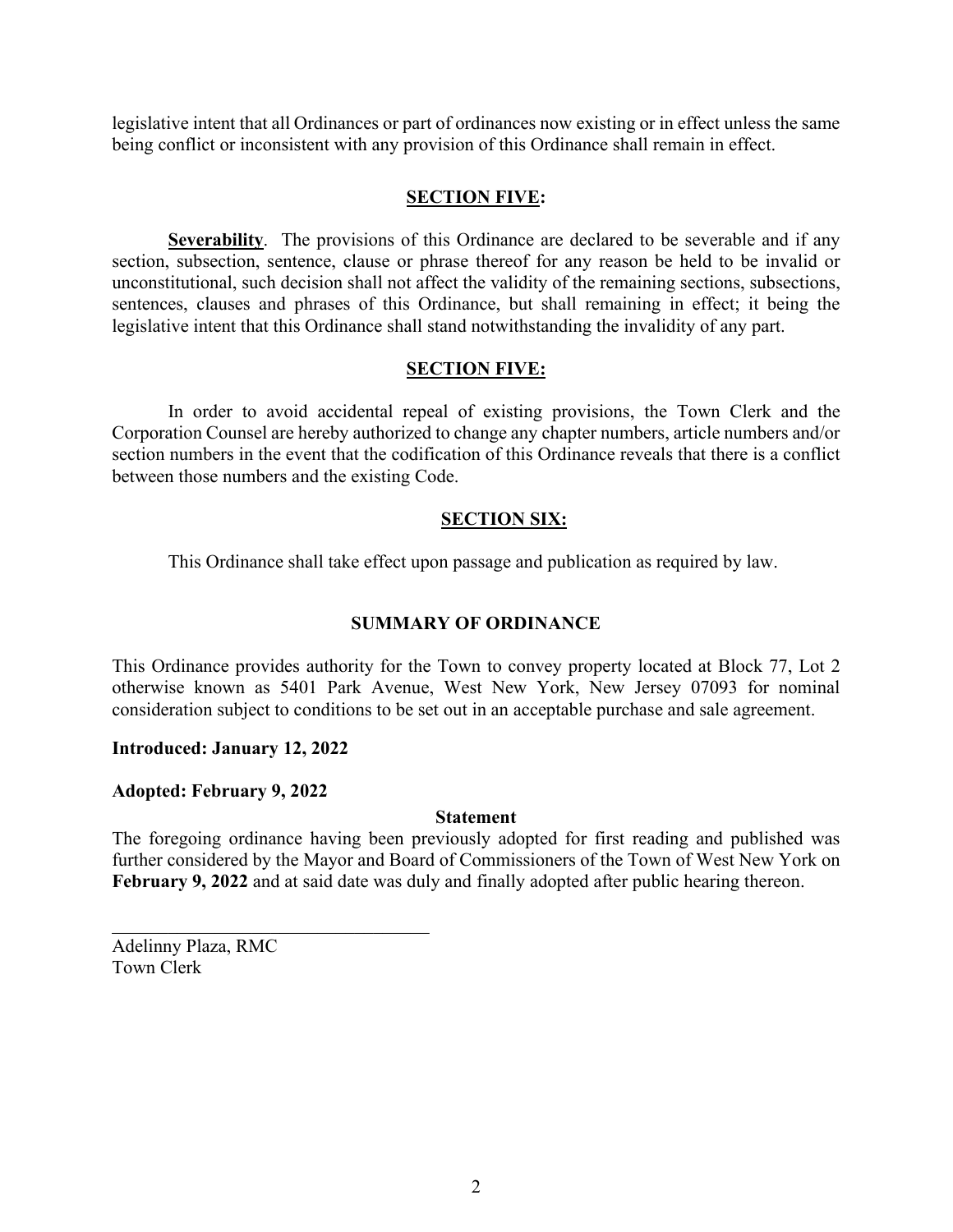legislative intent that all Ordinances or part of ordinances now existing or in effect unless the same being conflict or inconsistent with any provision of this Ordinance shall remain in effect.

## SECTION FIVE:

**Severability**. The provisions of this Ordinance are declared to be severable and if any section, subsection, sentence, clause or phrase thereof for any reason be held to be invalid or unconstitutional, such decision shall not affect the validity of the remaining sections, subsections, sentences, clauses and phrases of this Ordinance, but shall remaining in effect; it being the legislative intent that this Ordinance shall stand notwithstanding the invalidity of any part.

## SECTION FIVE:

In order to avoid accidental repeal of existing provisions, the Town Clerk and the Corporation Counsel are hereby authorized to change any chapter numbers, article numbers and/or section numbers in the event that the codification of this Ordinance reveals that there is a conflict between those numbers and the existing Code.

## SECTION SIX:

This Ordinance shall take effect upon passage and publication as required by law.

## SUMMARY OF ORDINANCE

This Ordinance provides authority for the Town to convey property located at Block 77, Lot 2 otherwise known as 5401 Park Avenue, West New York, New Jersey 07093 for nominal consideration subject to conditions to be set out in an acceptable purchase and sale agreement.

**Introduced: January 12, 2022**

**Adopted: February 9, 2022**

**Statement**

The foregoing ordinance having been previously adopted for first reading and published was further considered by the Mayor and Board of Commissioners of the Town of West New York on **February 9, 2022** and at said date was duly and finally adopted after public hearing thereon.

\_\_\_\_\_\_\_\_\_\_\_\_\_\_\_\_\_\_\_\_\_\_\_\_\_\_\_\_\_\_\_\_\_\_\_\_

Adelinny Plaza, RMC
Town Clerk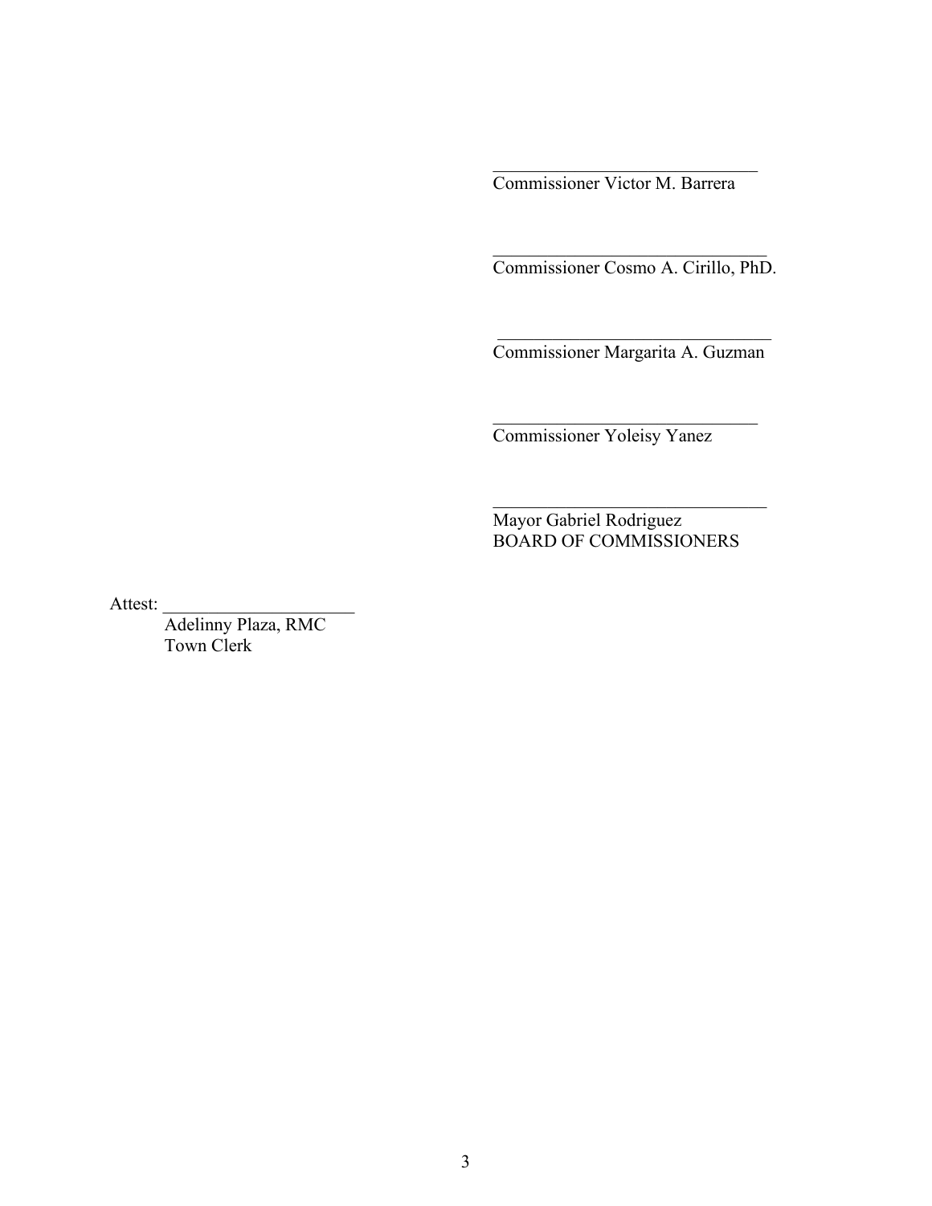\_\_\_\_\_\_\_\_\_\_\_\_\_\_\_\_\_\_\_\_\_\_\_\_\_\_\_\_\_\_
Commissioner Victor M. Barrera

\_\_\_\_\_\_\_\_\_\_\_\_\_\_\_\_\_\_\_\_\_\_\_\_\_\_\_\_\_\_
Commissioner Cosmo A. Cirillo, PhD.

\_\_\_\_\_\_\_\_\_\_\_\_\_\_\_\_\_\_\_\_\_\_\_\_\_\_\_\_\_\_
Commissioner Margarita A. Guzman

\_\_\_\_\_\_\_\_\_\_\_\_\_\_\_\_\_\_\_\_\_\_\_\_\_\_\_\_\_\_
Commissioner Yoleisy Yanez

\_\_\_\_\_\_\_\_\_\_\_\_\_\_\_\_\_\_\_\_\_\_\_\_\_\_\_\_\_\_
Mayor Gabriel Rodriguez
BOARD OF COMMISSIONERS

Attest: \_\_\_\_\_\_\_\_\_\_\_\_\_\_\_\_\_\_\_\_\_\_
Adelinny Plaza, RMC
Town Clerk